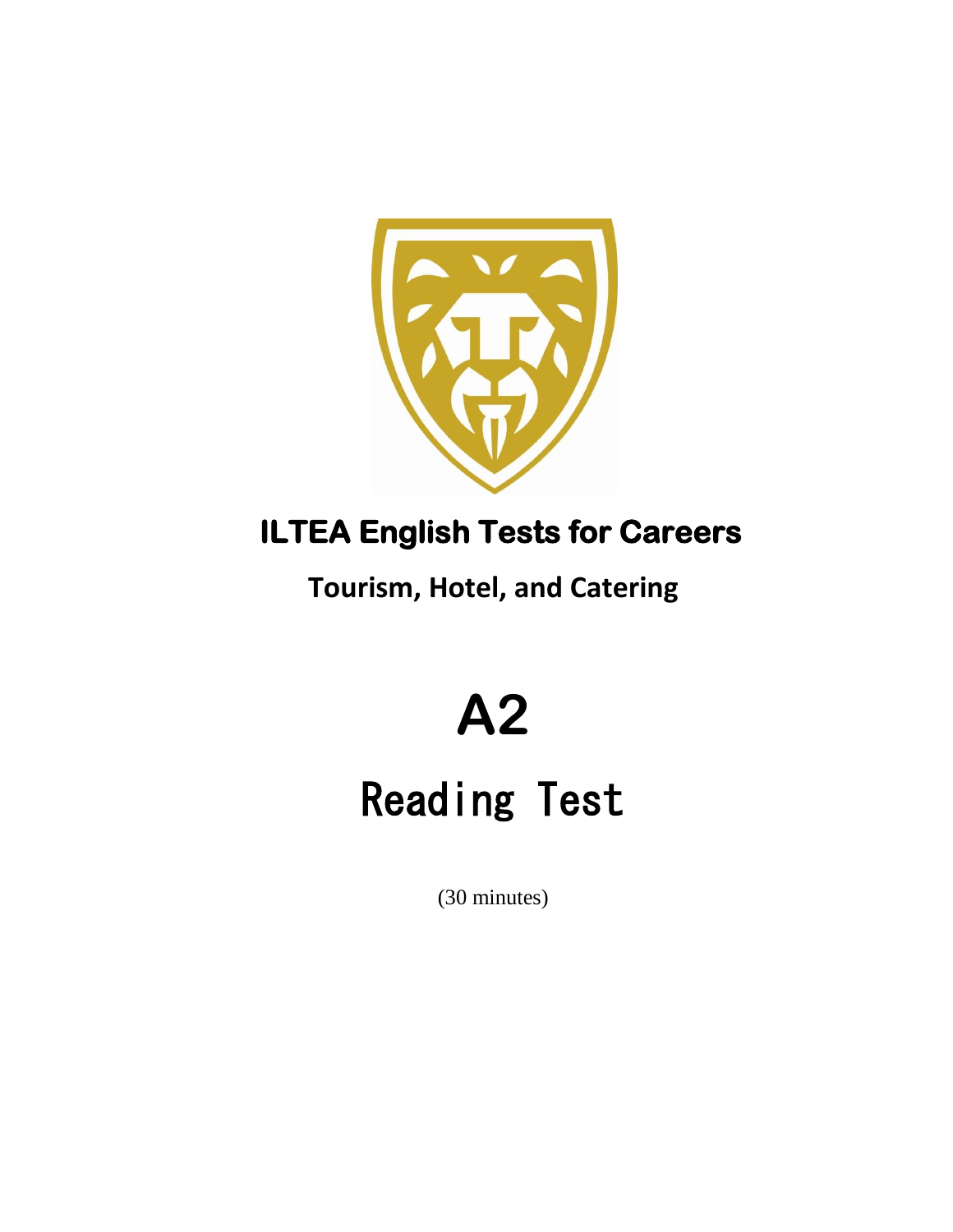# ILTEA English Tests for Careers

## Tourism, Hotel, and Catering

# A2

# Reading Test

(30 minutes)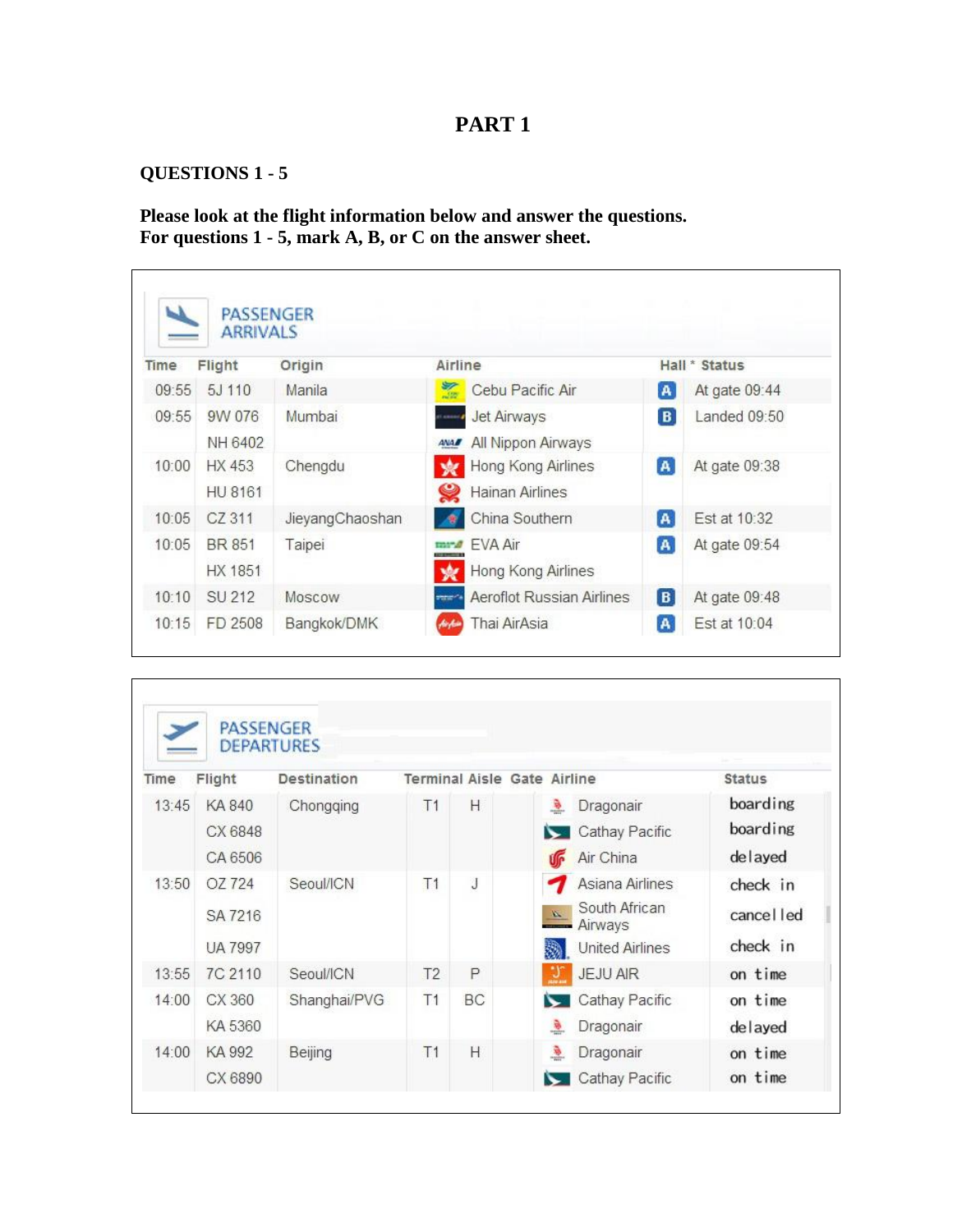# PART 1

## QUESTIONS 1 - 5

**Please look at the flight information below and answer the questions.**
**For questions 1 - 5, mark A, B, or C on the answer sheet.**

**PASSENGER ARRIVALS**

| Time | Flight | Origin | Airline | Hall * | Status |
|---|---|---|---|---|---|
| 09:55 | 5J 110 | Manila | Cebu Pacific Air | A | At gate 09:44 |
| 09:55 | 9W 076 | Mumbai | Jet Airways | B | Landed 09:50 |
| | NH 6402 | | All Nippon Airways | | |
| 10:00 | HX 453 | Chengdu | Hong Kong Airlines | A | At gate 09:38 |
| | HU 8161 | | Hainan Airlines | | |
| 10:05 | CZ 311 | JieyangChaoshan | China Southern | A | Est at 10:32 |
| 10:05 | BR 851 | Taipei | EVA Air | A | At gate 09:54 |
| | HX 1851 | | Hong Kong Airlines | | |
| 10:10 | SU 212 | Moscow | Aeroflot Russian Airlines | B | At gate 09:48 |
| 10:15 | FD 2508 | Bangkok/DMK | Thai AirAsia | A | Est at 10:04 |

**PASSENGER DEPARTURES**

| Time | Flight | Destination | Terminal | Aisle | Gate | Airline | Status |
|---|---|---|---|---|---|---|---|
| 13:45 | KA 840 | Chongqing | T1 | H | | Dragonair | boarding |
| | CX 6848 | | | | | Cathay Pacific | boarding |
| | CA 6506 | | | | | Air China | delayed |
| 13:50 | OZ 724 | Seoul/ICN | T1 | J | | Asiana Airlines | check in |
| | SA 7216 | | | | | South African Airways | cancelled |
| | UA 7997 | | | | | United Airlines | check in |
| 13:55 | 7C 2110 | Seoul/ICN | T2 | P | | JEJU AIR | on time |
| 14:00 | CX 360 | Shanghai/PVG | T1 | BC | | Cathay Pacific | on time |
| | KA 5360 | | | | | Dragonair | delayed |
| 14:00 | KA 992 | Beijing | T1 | H | | Dragonair | on time |
| | CX 6890 | | | | | Cathay Pacific | on time |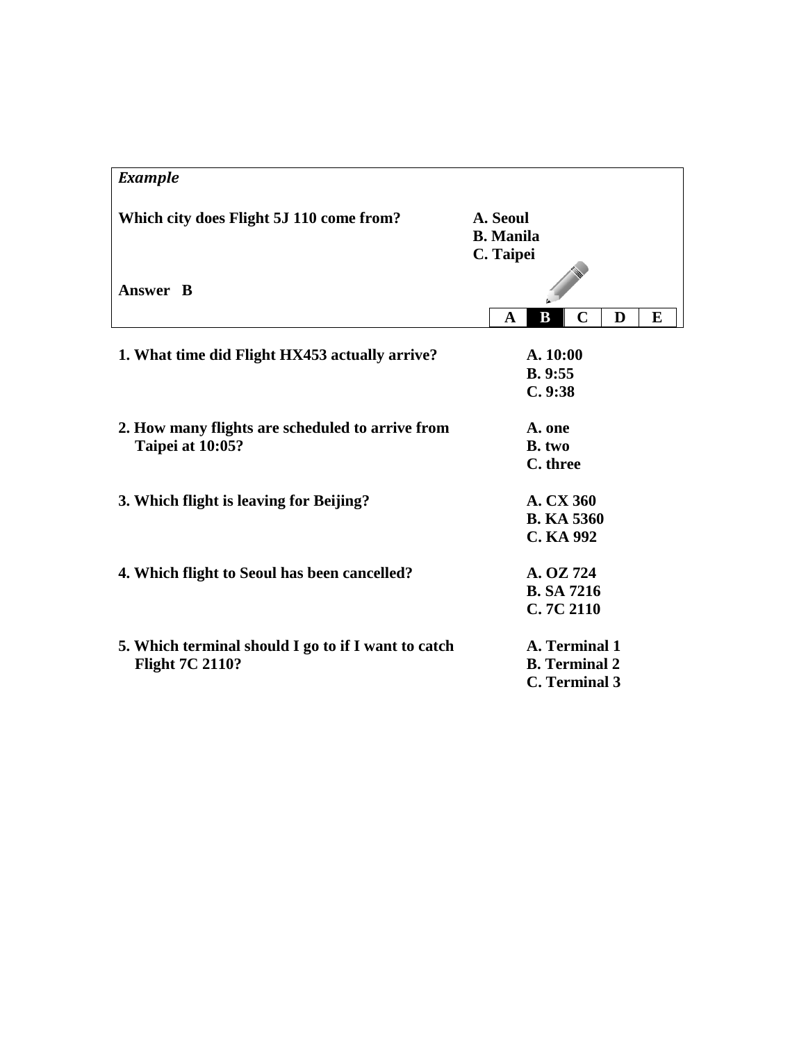*Example*

**Which city does Flight 5J 110 come from?**

**A. Seoul**
**B. Manila**
**C. Taipei**

**Answer B**

| A | B | C | D | E |
|---|---|---|---|---|

**1. What time did Flight HX453 actually arrive?**

**A. 10:00**
**B. 9:55**
**C. 9:38**

**2. How many flights are scheduled to arrive from Taipei at 10:05?**

**A. one**
**B. two**
**C. three**

**3. Which flight is leaving for Beijing?**

**A. CX 360**
**B. KA 5360**
**C. KA 992**

**4. Which flight to Seoul has been cancelled?**

**A. OZ 724**
**B. SA 7216**
**C. 7C 2110**

**5. Which terminal should I go to if I want to catch Flight 7C 2110?**

**A. Terminal 1**
**B. Terminal 2**
**C. Terminal 3**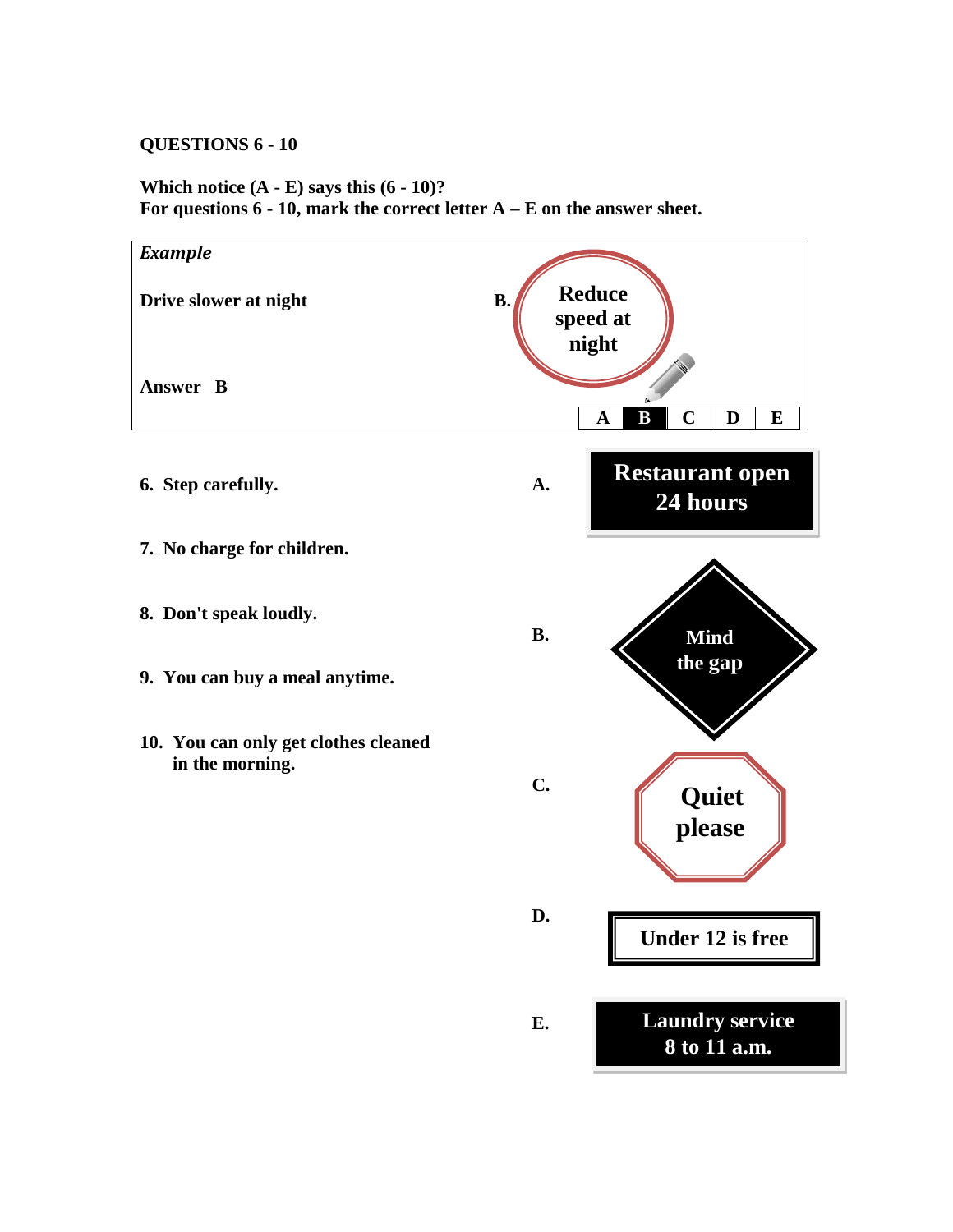**QUESTIONS 6 - 10**

**Which notice (A - E) says this (6 - 10)?**
**For questions 6 - 10, mark the correct letter A – E on the answer sheet.**

***Example***

**Drive slower at night**

**B.** Reduce speed at night

**Answer B**

| A | B | C | D | E |
|---|---|---|---|---|

6. **Step carefully.**
7. **No charge for children.**
8. **Don't speak loudly.**
9. **You can buy a meal anytime.**
10. **You can only get clothes cleaned in the morning.**

**A.** Restaurant open 24 hours

**B.** Mind the gap

**C.** Quiet please

**D.** Under 12 is free

**E.** Laundry service 8 to 11 a.m.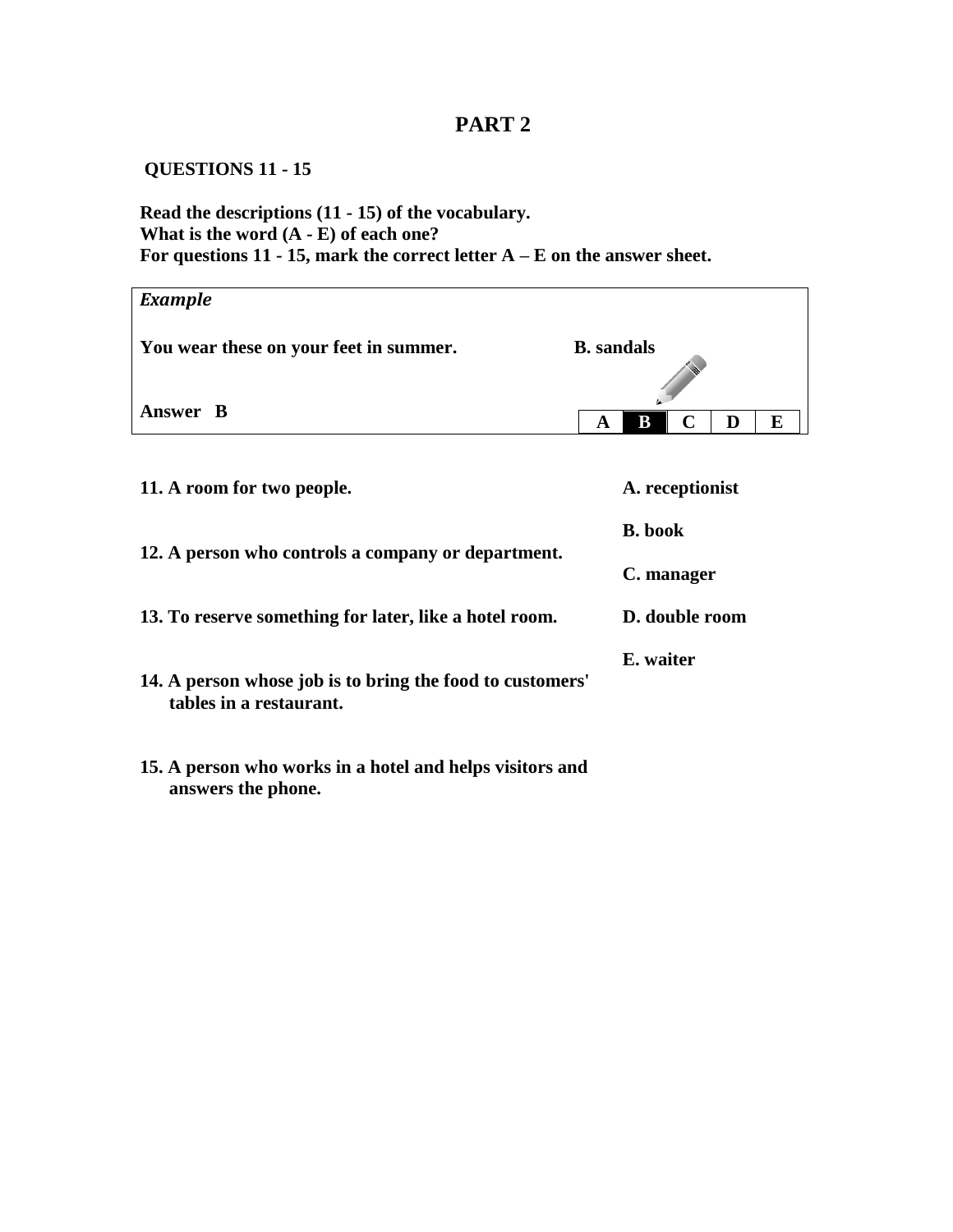# PART 2

**QUESTIONS 11 - 15**

**Read the descriptions (11 - 15) of the vocabulary.**
**What is the word (A - E) of each one?**
**For questions 11 - 15, mark the correct letter A – E on the answer sheet.**

| ***Example*** | |
|---|---|
| **You wear these on your feet in summer.** | **B. sandals** |
| **Answer B** | A **B** C D E |

**11. A room for two people.**

**12. A person who controls a company or department.**

**13. To reserve something for later, like a hotel room.**

**14. A person whose job is to bring the food to customers' tables in a restaurant.**

**15. A person who works in a hotel and helps visitors and answers the phone.**

**A. receptionist**

**B. book**

**C. manager**

**D. double room**

**E. waiter**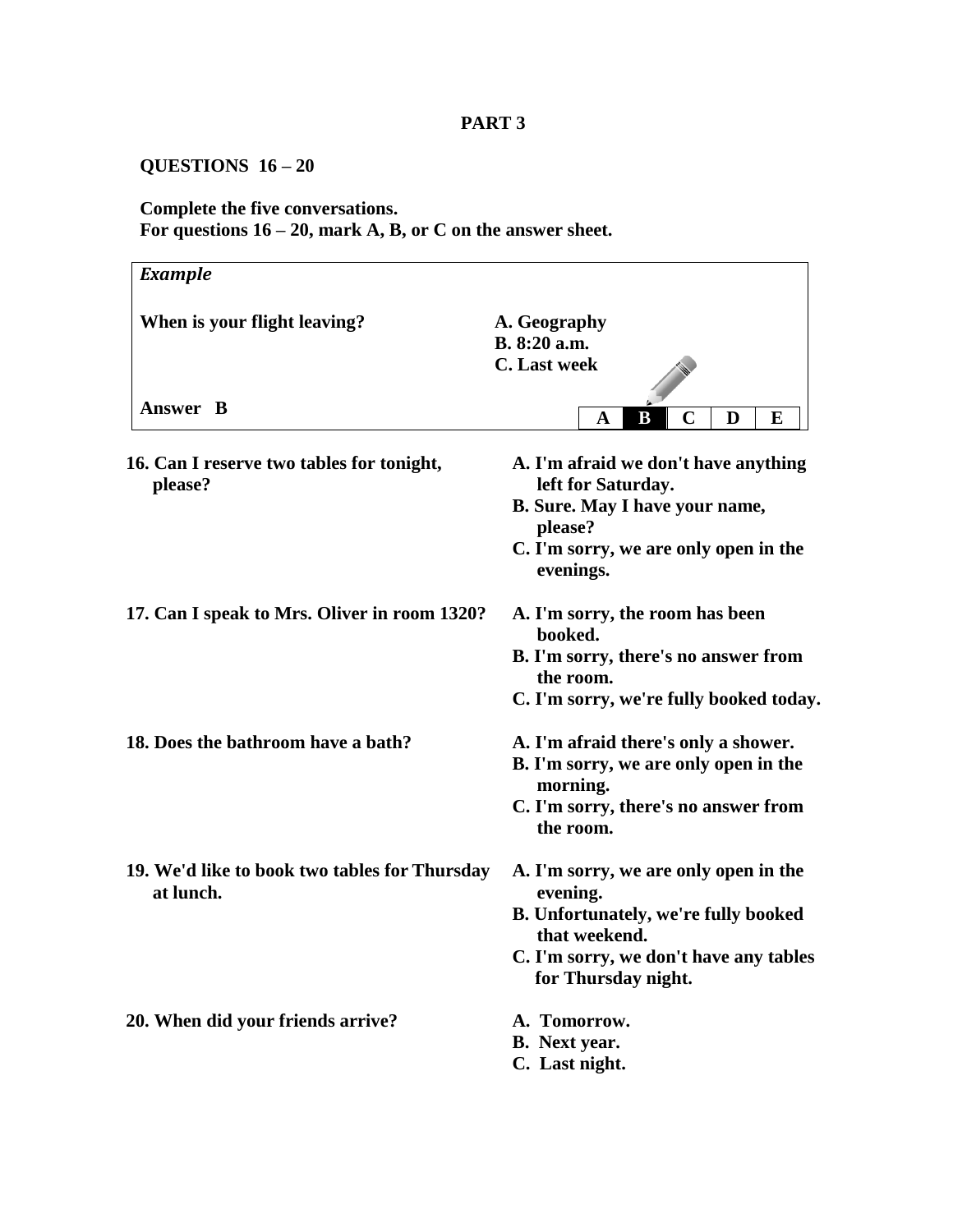## PART 3

**QUESTIONS 16 – 20**

**Complete the five conversations.**
**For questions 16 – 20, mark A, B, or C on the answer sheet.**

***Example***

**When is your flight leaving?**

**A. Geography**
**B. 8:20 a.m.**
**C. Last week**

**Answer B**

| A | B | C | D | E |
|---|---|---|---|---|

**16. Can I reserve two tables for tonight, please?**

**A. I'm afraid we don't have anything left for Saturday.**
**B. Sure. May I have your name, please?**
**C. I'm sorry, we are only open in the evenings.**

**17. Can I speak to Mrs. Oliver in room 1320?**

**A. I'm sorry, the room has been booked.**
**B. I'm sorry, there's no answer from the room.**
**C. I'm sorry, we're fully booked today.**

**18. Does the bathroom have a bath?**

**A. I'm afraid there's only a shower.**
**B. I'm sorry, we are only open in the morning.**
**C. I'm sorry, there's no answer from the room.**

**19. We'd like to book two tables for Thursday at lunch.**

**A. I'm sorry, we are only open in the evening.**
**B. Unfortunately, we're fully booked that weekend.**
**C. I'm sorry, we don't have any tables for Thursday night.**

**20. When did your friends arrive?**

**A. Tomorrow.**
**B. Next year.**
**C. Last night.**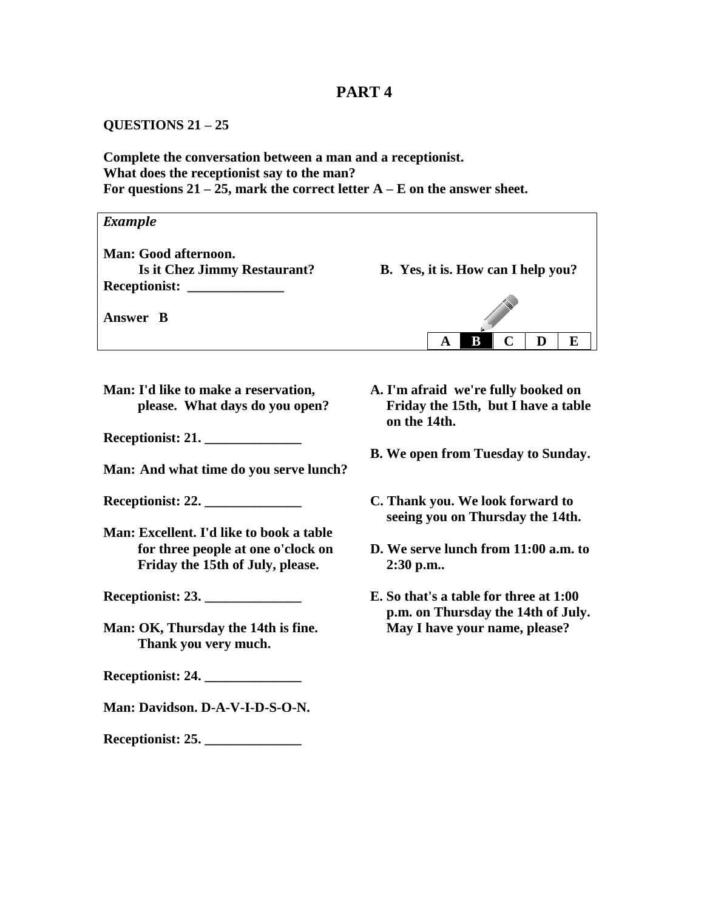# PART 4

**QUESTIONS 21 – 25**

**Complete the conversation between a man and a receptionist.**
**What does the receptionist say to the man?**
**For questions 21 – 25, mark the correct letter A – E on the answer sheet.**

*Example*

**Man: Good afternoon.**
**Is it Chez Jimmy Restaurant?**
**Receptionist: ______________**

**B. Yes, it is. How can I help you?**

**Answer B**

| A | B | C | D | E |
|---|---|---|---|---|

**Man: I'd like to make a reservation, please. What days do you open?**

**Receptionist: 21. ______________**

**Man: And what time do you serve lunch?**

**Receptionist: 22. ______________**

**Man: Excellent. I'd like to book a table for three people at one o'clock on Friday the 15th of July, please.**

**Receptionist: 23. ______________**

**Man: OK, Thursday the 14th is fine. Thank you very much.**

**Receptionist: 24. ______________**

**Man: Davidson. D-A-V-I-D-S-O-N.**

**Receptionist: 25. ______________**

**A. I'm afraid we're fully booked on Friday the 15th, but I have a table on the 14th.**

**B. We open from Tuesday to Sunday.**

**C. Thank you. We look forward to seeing you on Thursday the 14th.**

**D. We serve lunch from 11:00 a.m. to 2:30 p.m..**

**E. So that's a table for three at 1:00 p.m. on Thursday the 14th of July. May I have your name, please?**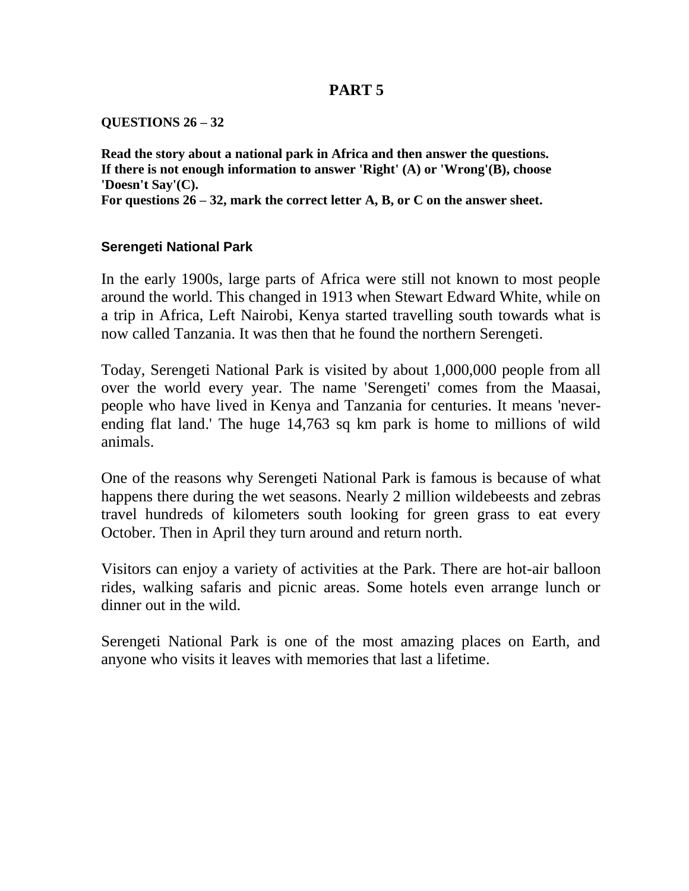# PART 5

**QUESTIONS 26 – 32**

**Read the story about a national park in Africa and then answer the questions.**
**If there is not enough information to answer 'Right' (A) or 'Wrong'(B), choose 'Doesn't Say'(C).**
**For questions 26 – 32, mark the correct letter A, B, or C on the answer sheet.**

### Serengeti National Park

In the early 1900s, large parts of Africa were still not known to most people around the world. This changed in 1913 when Stewart Edward White, while on a trip in Africa, Left Nairobi, Kenya started travelling south towards what is now called Tanzania. It was then that he found the northern Serengeti.

Today, Serengeti National Park is visited by about 1,000,000 people from all over the world every year. The name 'Serengeti' comes from the Maasai, people who have lived in Kenya and Tanzania for centuries. It means 'never-ending flat land.' The huge 14,763 sq km park is home to millions of wild animals.

One of the reasons why Serengeti National Park is famous is because of what happens there during the wet seasons. Nearly 2 million wildebeests and zebras travel hundreds of kilometers south looking for green grass to eat every October. Then in April they turn around and return north.

Visitors can enjoy a variety of activities at the Park. There are hot-air balloon rides, walking safaris and picnic areas. Some hotels even arrange lunch or dinner out in the wild.

Serengeti National Park is one of the most amazing places on Earth, and anyone who visits it leaves with memories that last a lifetime.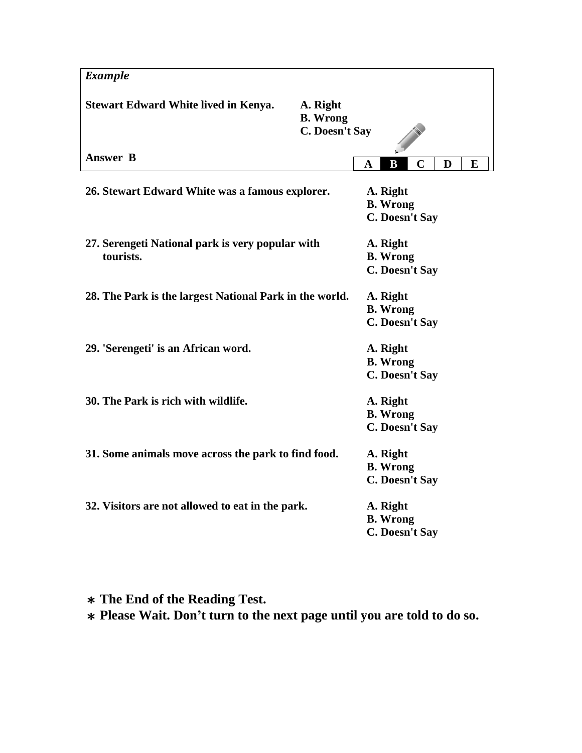***Example***

**Stewart Edward White lived in Kenya.**

**A. Right**
**B. Wrong**
**C. Doesn't Say**

**Answer B**

| A | B | C | D | E |
|---|---|---|---|---|

**26. Stewart Edward White was a famous explorer.**

**A. Right**
**B. Wrong**
**C. Doesn't Say**

**27. Serengeti National park is very popular with tourists.**

**A. Right**
**B. Wrong**
**C. Doesn't Say**

**28. The Park is the largest National Park in the world.**

**A. Right**
**B. Wrong**
**C. Doesn't Say**

**29. 'Serengeti' is an African word.**

**A. Right**
**B. Wrong**
**C. Doesn't Say**

**30. The Park is rich with wildlife.**

**A. Right**
**B. Wrong**
**C. Doesn't Say**

**31. Some animals move across the park to find food.**

**A. Right**
**B. Wrong**
**C. Doesn't Say**

**32. Visitors are not allowed to eat in the park.**

**A. Right**
**B. Wrong**
**C. Doesn't Say**

- **The End of the Reading Test.**
- **Please Wait. Don't turn to the next page until you are told to do so.**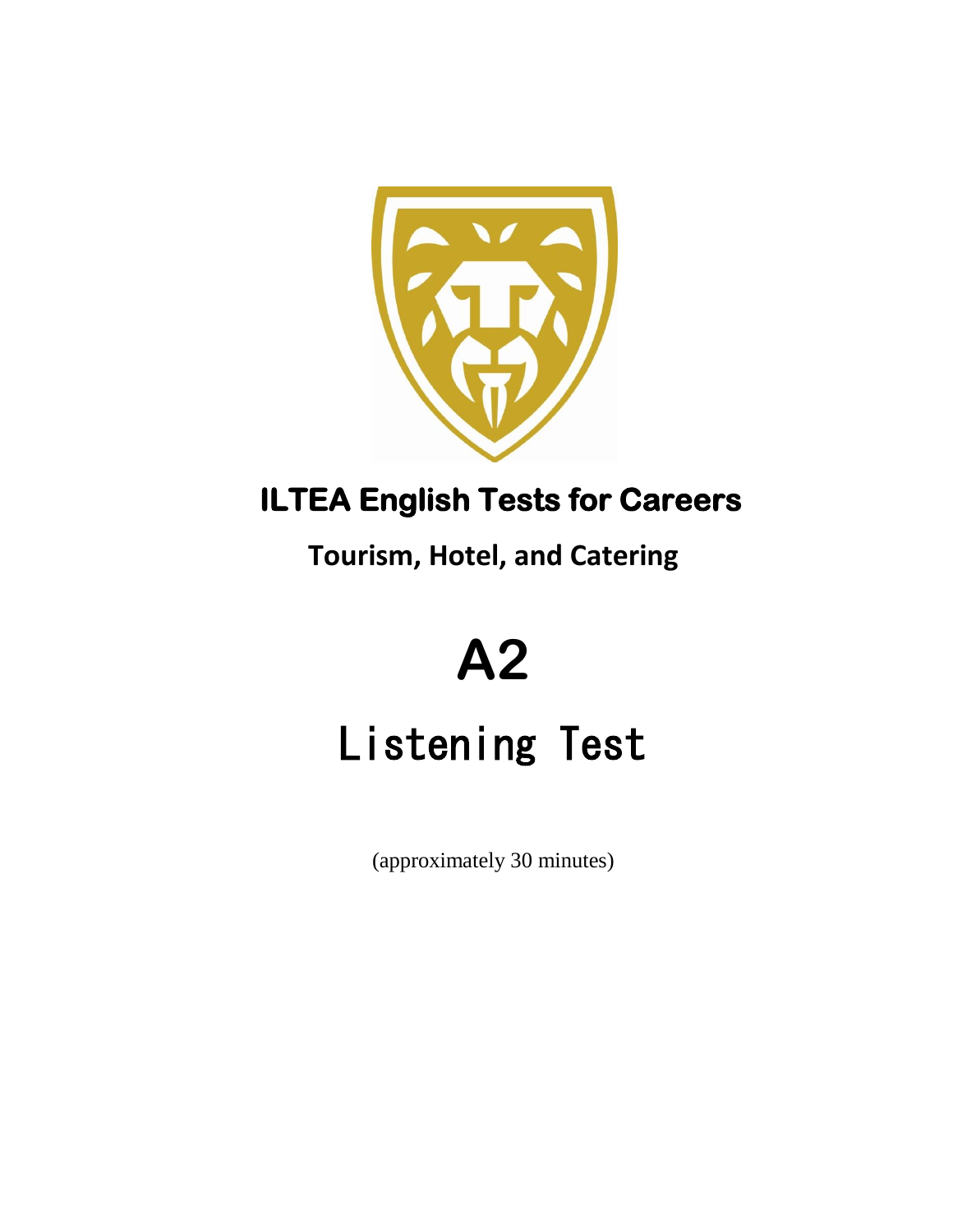# ILTEA English Tests for Careers

**Tourism, Hotel, and Catering**

# A2

# Listening Test

(approximately 30 minutes)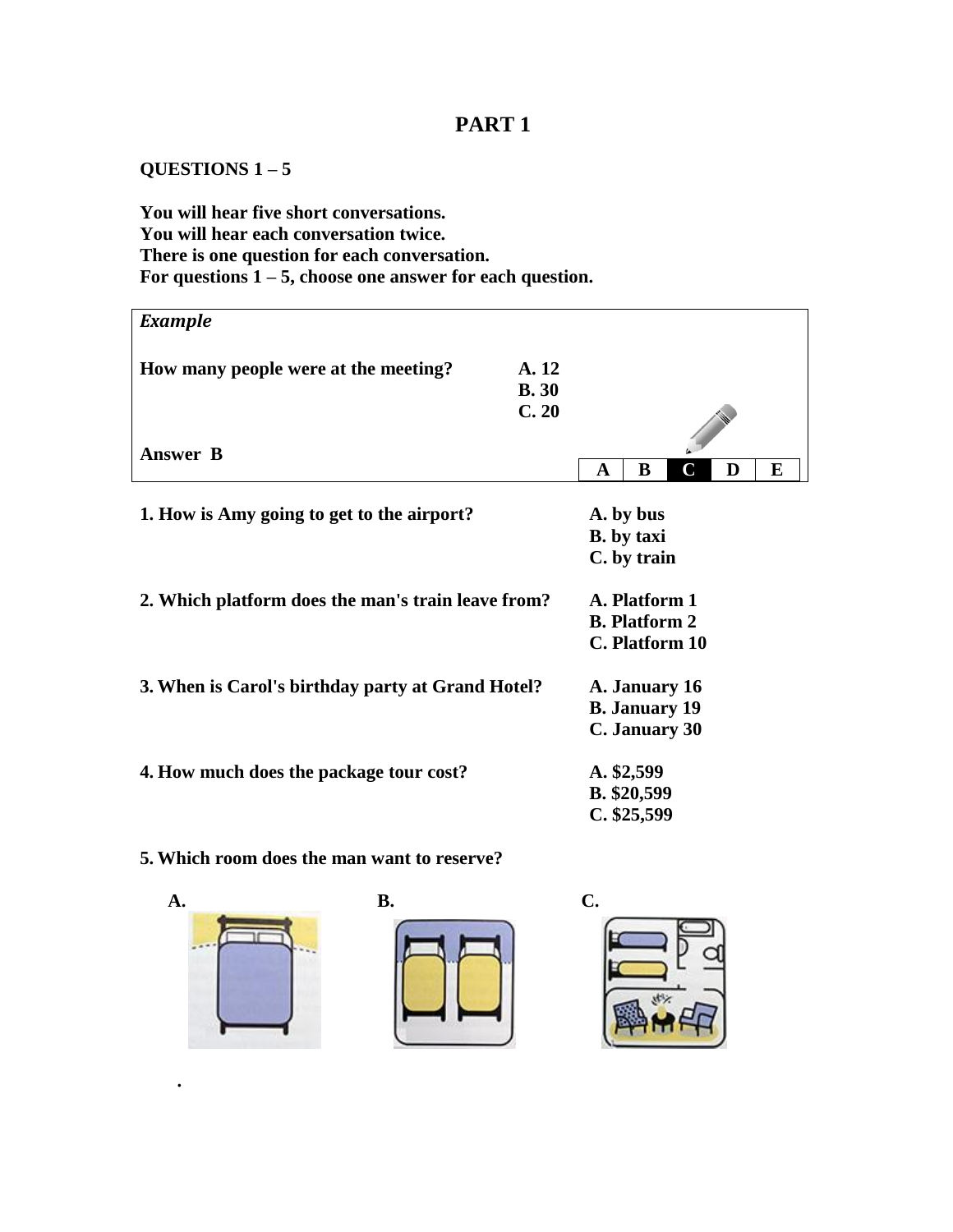# PART 1

**QUESTIONS 1 – 5**

**You will hear five short conversations.**
**You will hear each conversation twice.**
**There is one question for each conversation.**
**For questions 1 – 5, choose one answer for each question.**

***Example***

**How many people were at the meeting?**

A. 12
**B. 30**
C. 20

**Answer B**

| A | B | C | D | E |
|---|---|---|---|---|

**1. How is Amy going to get to the airport?**

A. by bus
B. by taxi
C. by train

**2. Which platform does the man's train leave from?**

A. Platform 1
B. Platform 2
C. Platform 10

**3. When is Carol's birthday party at Grand Hotel?**

A. January 16
B. January 19
C. January 30

**4. How much does the package tour cost?**

A. $2,599
B. $20,599
C. $25,599

**5. Which room does the man want to reserve?**

**A.** **B.** **C.**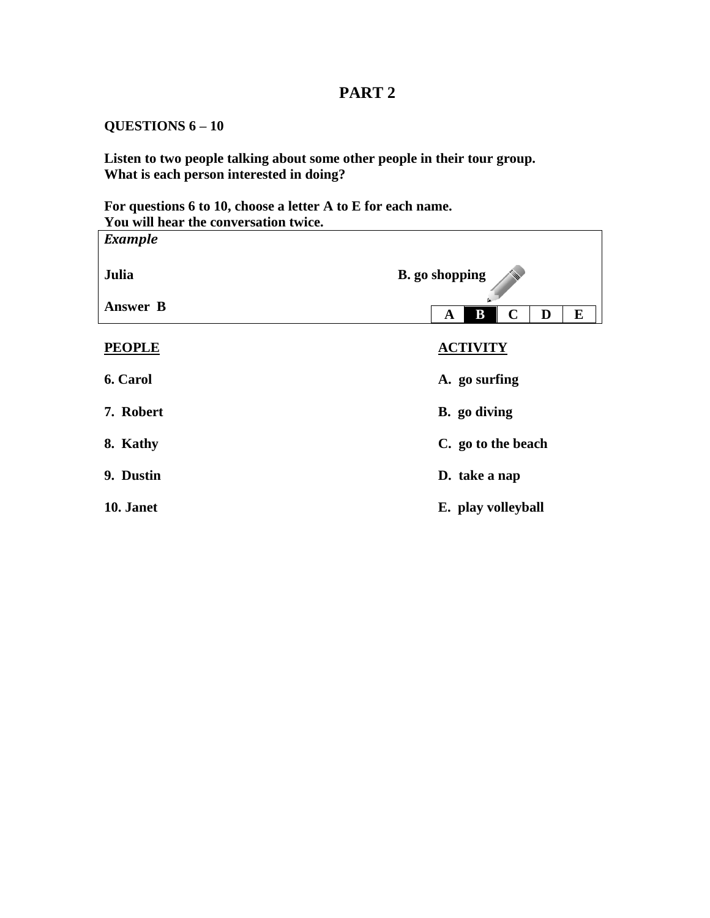# PART 2

**QUESTIONS 6 – 10**

**Listen to two people talking about some other people in their tour group.**
**What is each person interested in doing?**

**For questions 6 to 10, choose a letter A to E for each name.**
**You will hear the conversation twice.**

| *Example* | |
|---|---|
| **Julia** | **B. go shopping** |
| **Answer B** | **A** **B** **C** **D** **E** |

| **PEOPLE** | **ACTIVITY** |
|---|---|
| **6. Carol** | **A. go surfing** |
| **7. Robert** | **B. go diving** |
| **8. Kathy** | **C. go to the beach** |
| **9. Dustin** | **D. take a nap** |
| **10. Janet** | **E. play volleyball** |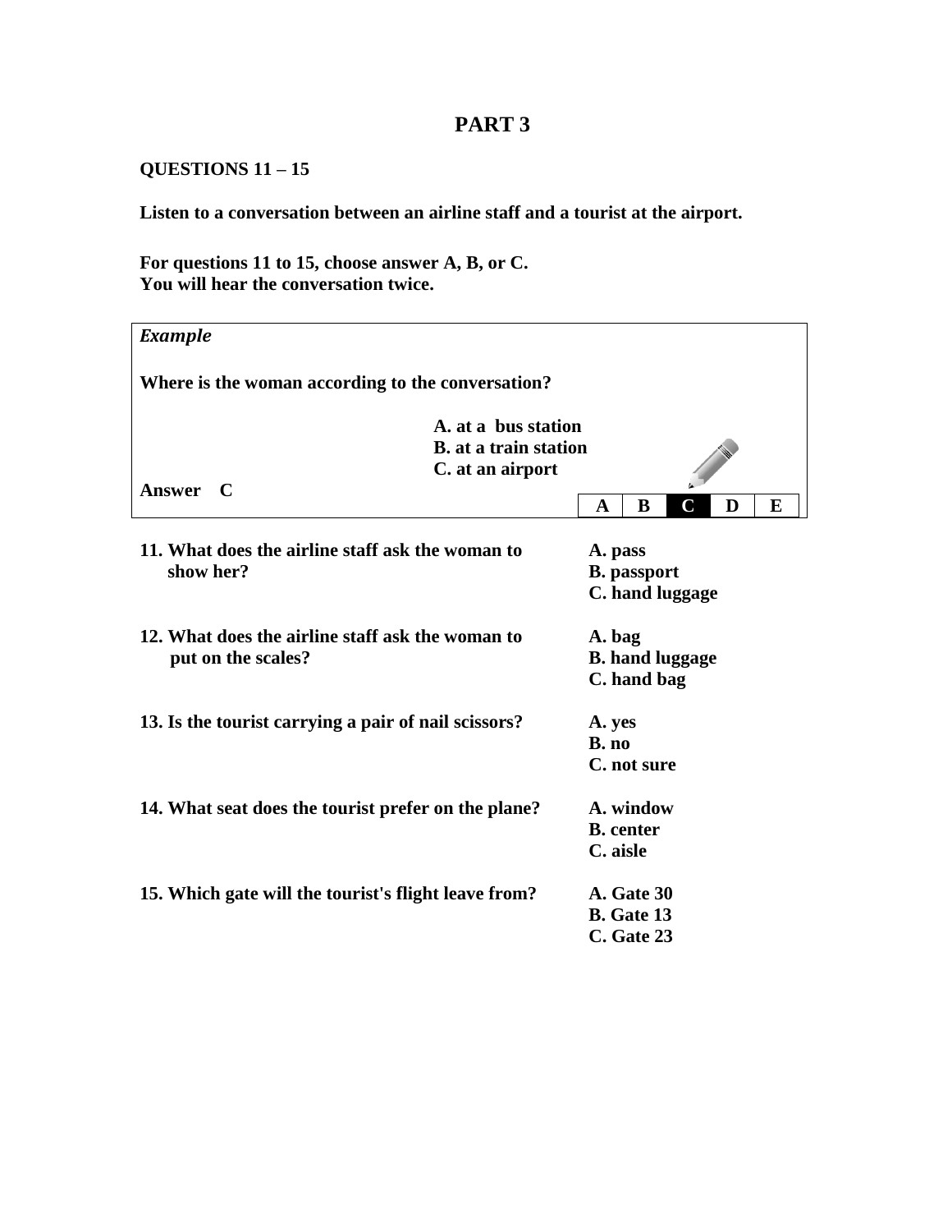# PART 3

**QUESTIONS 11 – 15**

**Listen to a conversation between an airline staff and a tourist at the airport.**

**For questions 11 to 15, choose answer A, B, or C.**
**You will hear the conversation twice.**

***Example***

**Where is the woman according to the conversation?**

**A. at a bus station**
**B. at a train station**
**C. at an airport**

**Answer C**

| A | B | C | D | E |
|---|---|---|---|---|

**11. What does the airline staff ask the woman to show her?**

**A. pass**
**B. passport**
**C. hand luggage**

**12. What does the airline staff ask the woman to put on the scales?**

**A. bag**
**B. hand luggage**
**C. hand bag**

**13. Is the tourist carrying a pair of nail scissors?**

**A. yes**
**B. no**
**C. not sure**

**14. What seat does the tourist prefer on the plane?**

**A. window**
**B. center**
**C. aisle**

**15. Which gate will the tourist's flight leave from?**

**A. Gate 30**
**B. Gate 13**
**C. Gate 23**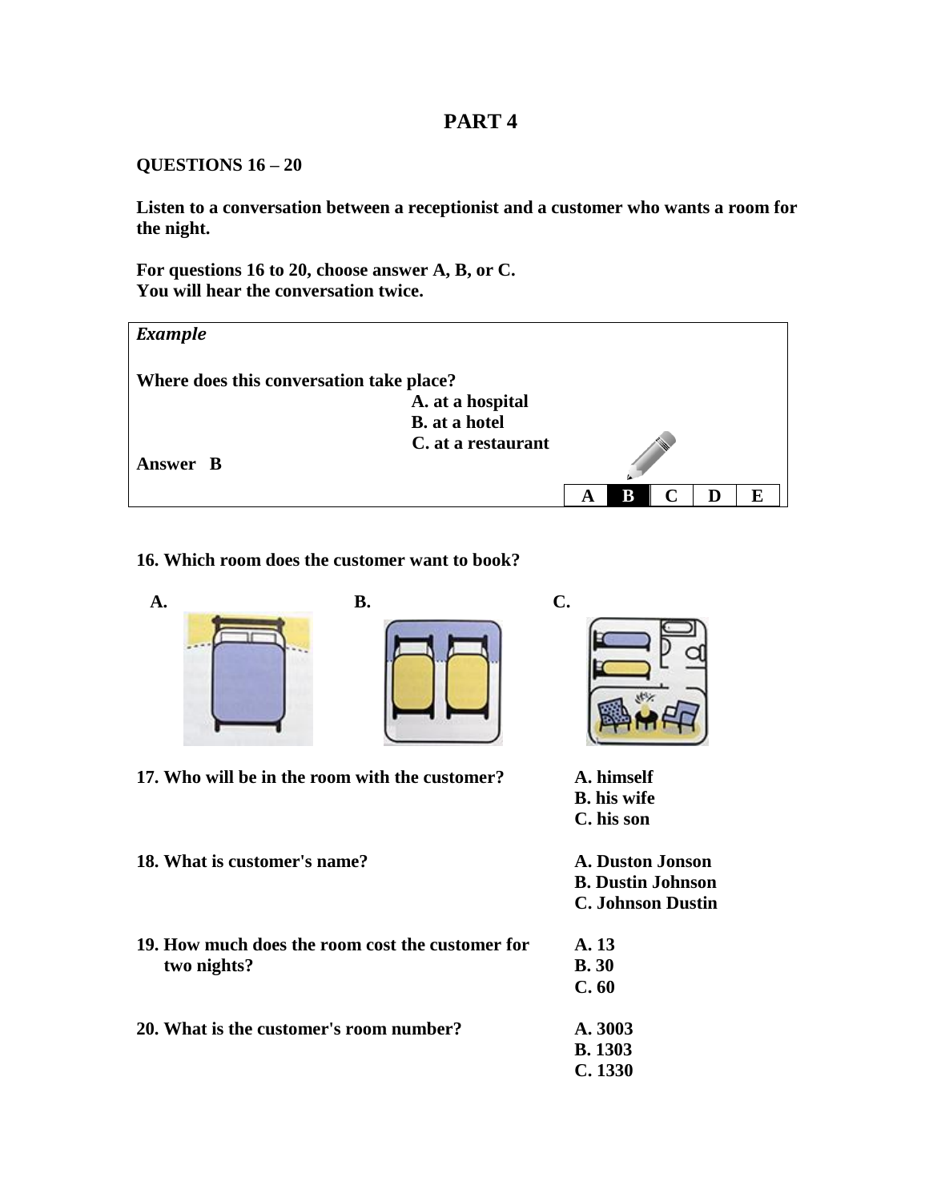# PART 4

**QUESTIONS 16 – 20**

**Listen to a conversation between a receptionist and a customer who wants a room for the night.**

**For questions 16 to 20, choose answer A, B, or C.**
**You will hear the conversation twice.**

***Example***

**Where does this conversation take place?**

**A. at a hospital**
**B. at a hotel**
**C. at a restaurant**

**Answer B**

| A | B | C | D | E |
|---|---|---|---|---|

**16. Which room does the customer want to book?**

**A.** **B.** **C.**

**17. Who will be in the room with the customer?**

**A. himself**
**B. his wife**
**C. his son**

**18. What is customer's name?**

**A. Duston Jonson**
**B. Dustin Johnson**
**C. Johnson Dustin**

**19. How much does the room cost the customer for two nights?**

**A. 13**
**B. 30**
**C. 60**

**20. What is the customer's room number?**

**A. 3003**
**B. 1303**
**C. 1330**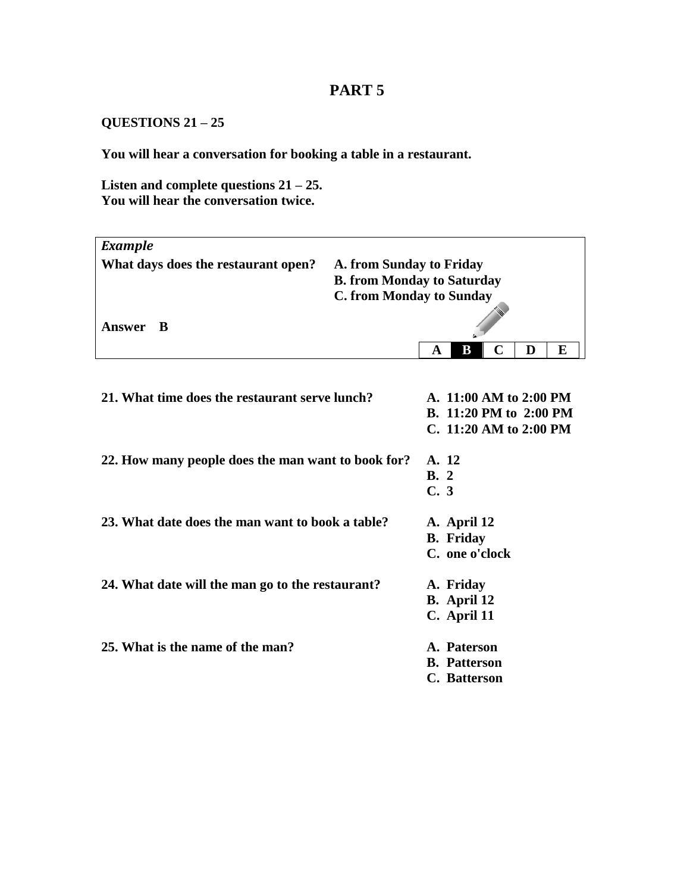# PART 5

**QUESTIONS 21 – 25**

**You will hear a conversation for booking a table in a restaurant.**

**Listen and complete questions 21 – 25.**
**You will hear the conversation twice.**

| *Example* | |
|---|---|
| **What days does the restaurant open?** | **A. from Sunday to Friday**<br>**B. from Monday to Saturday**<br>**C. from Monday to Sunday** |
| **Answer B** | |

| A | B | C | D | E |
|---|---|---|---|---|

**21. What time does the restaurant serve lunch?**
- **A. 11:00 AM to 2:00 PM**
- **B. 11:20 PM to 2:00 PM**
- **C. 11:20 AM to 2:00 PM**

**22. How many people does the man want to book for?**
- **A. 12**
- **B. 2**
- **C. 3**

**23. What date does the man want to book a table?**
- **A. April 12**
- **B. Friday**
- **C. one o'clock**

**24. What date will the man go to the restaurant?**
- **A. Friday**
- **B. April 12**
- **C. April 11**

**25. What is the name of the man?**
- **A. Paterson**
- **B. Patterson**
- **C. Batterson**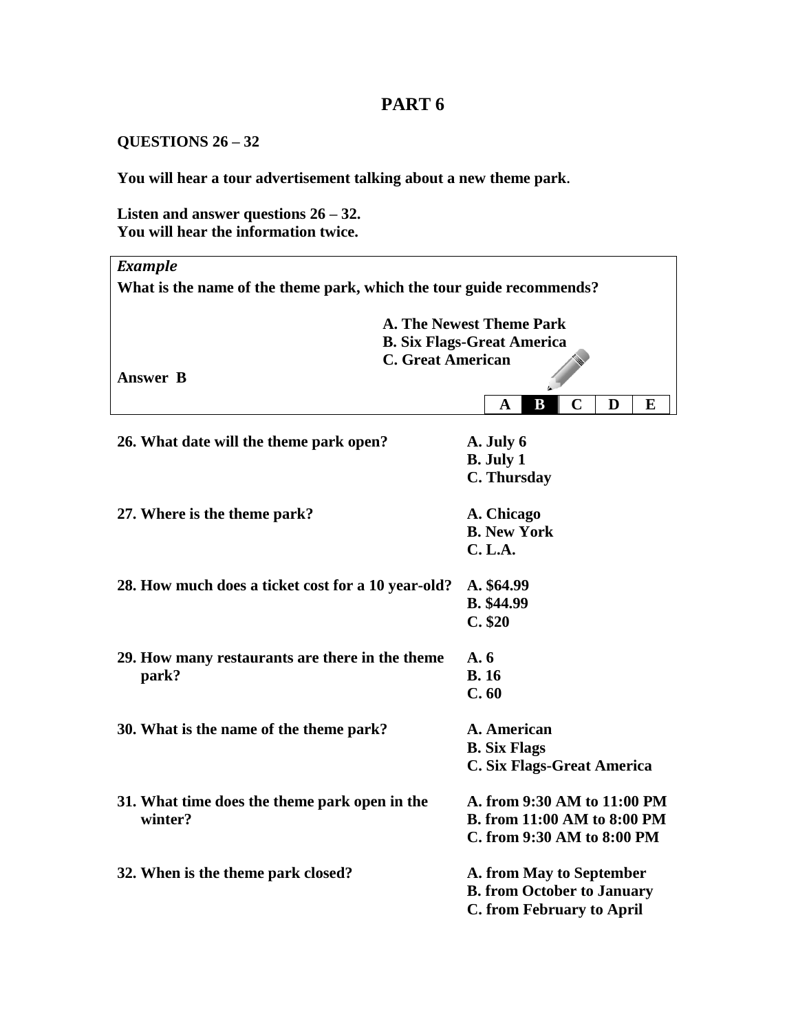# PART 6

**QUESTIONS 26 – 32**

**You will hear a tour advertisement talking about a new theme park.**

**Listen and answer questions 26 – 32.**
**You will hear the information twice.**

***Example***
**What is the name of the theme park, which the tour guide recommends?**

**A. The Newest Theme Park**
**B. Six Flags-Great America**
**C. Great American**

**Answer B**

| A | B | C | D | E |
|---|---|---|---|---|

**26. What date will the theme park open?**
**A. July 6**
**B. July 1**
**C. Thursday**

**27. Where is the theme park?**
**A. Chicago**
**B. New York**
**C. L.A.**

**28. How much does a ticket cost for a 10 year-old?**
**A. $64.99**
**B. $44.99**
**C. $20**

**29. How many restaurants are there in the theme park?**
**A. 6**
**B. 16**
**C. 60**

**30. What is the name of the theme park?**
**A. American**
**B. Six Flags**
**C. Six Flags-Great America**

**31. What time does the theme park open in the winter?**
**A. from 9:30 AM to 11:00 PM**
**B. from 11:00 AM to 8:00 PM**
**C. from 9:30 AM to 8:00 PM**

**32. When is the theme park closed?**
**A. from May to September**
**B. from October to January**
**C. from February to April**